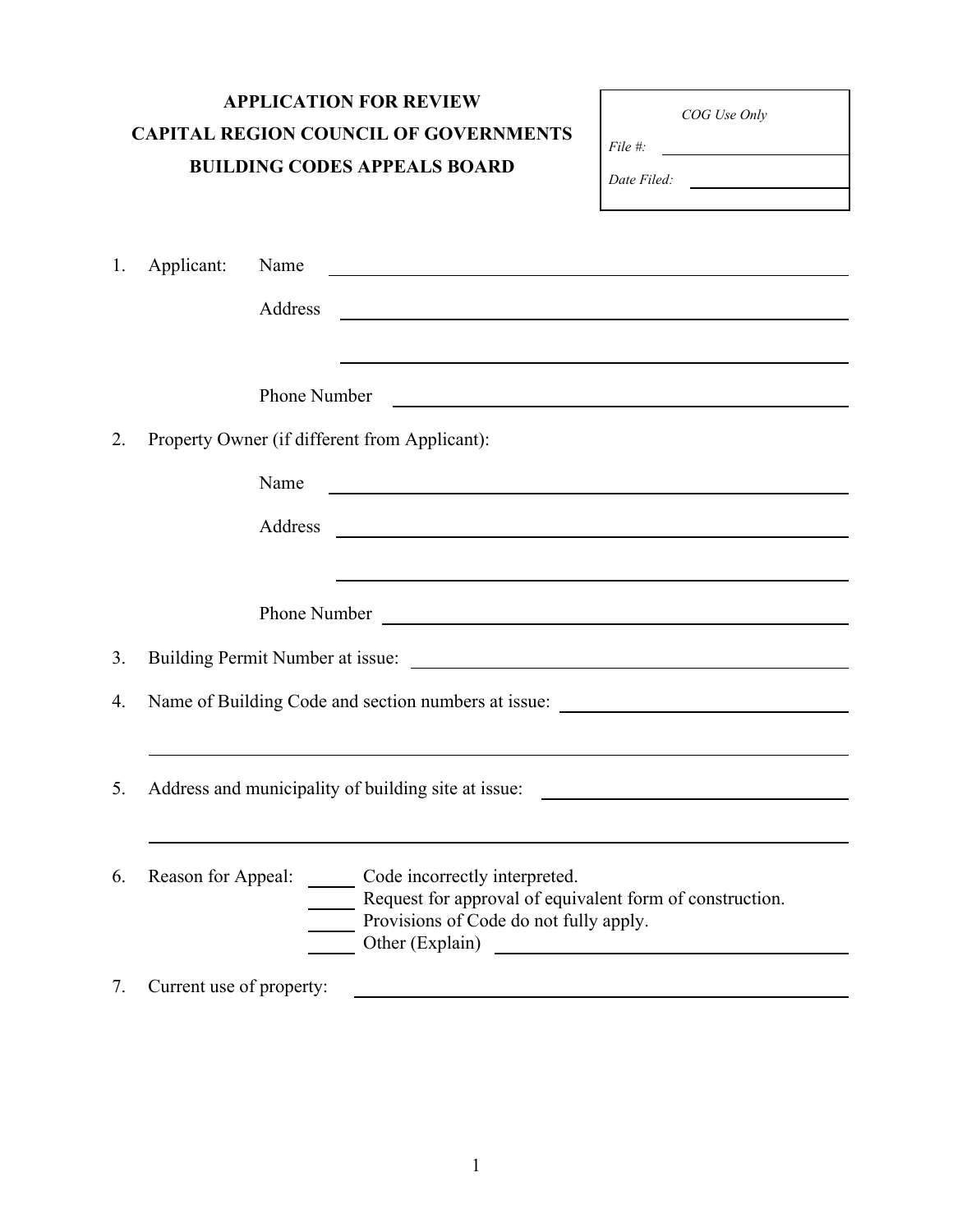# APPLICATION FOR REVIEW
# CAPITAL REGION COUNCIL OF GOVERNMENTS
# BUILDING CODES APPEALS BOARD

| *COG Use Only* |
|---|
| *File #:* ________________ |
| *Date Filed:* ________________ |

1. Applicant: Name ______________________________

   Address ______________________________

   ______________________________

   Phone Number ______________________________

2. Property Owner (if different from Applicant):

   Name ______________________________

   Address ______________________________

   ______________________________

   Phone Number ______________________________

3. Building Permit Number at issue: ______________________________

4. Name of Building Code and section numbers at issue: ______________________________

   ______________________________

5. Address and municipality of building site at issue: ______________________________

   ______________________________

6. Reason for Appeal:
   _____ Code incorrectly interpreted.
   _____ Request for approval of equivalent form of construction.
   _____ Provisions of Code do not fully apply.
   _____ Other (Explain) ______________________________

7. Current use of property: ______________________________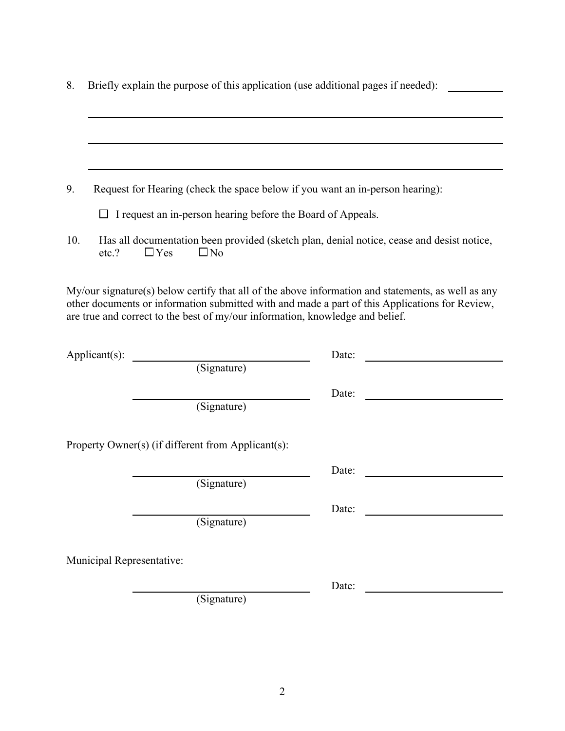8. Briefly explain the purpose of this application (use additional pages if needed): __________

______________________________________________________________________________

______________________________________________________________________________

______________________________________________________________________________

9. Request for Hearing (check the space below if you want an in-person hearing):

   ☐ I request an in-person hearing before the Board of Appeals.

10. Has all documentation been provided (sketch plan, denial notice, cease and desist notice, etc.? ☐ Yes ☐ No

My/our signature(s) below certify that all of the above information and statements, as well as any other documents or information submitted with and made a part of this Applications for Review, are true and correct to the best of my/our information, knowledge and belief.

Applicant(s): ______________________________ Date: ______________________
(Signature)

______________________________ Date: ______________________
(Signature)

Property Owner(s) (if different from Applicant(s):

______________________________ Date: ______________________
(Signature)

______________________________ Date: ______________________
(Signature)

Municipal Representative:

______________________________ Date: ______________________
(Signature)